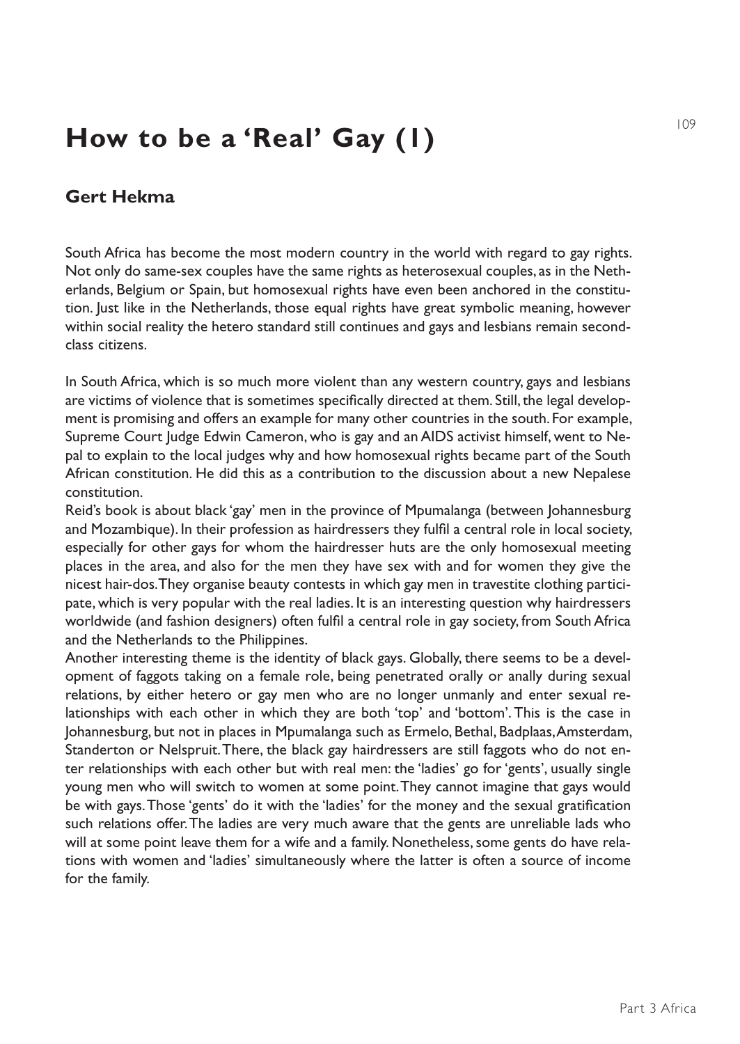# How to be a 'Real' Gay (1)

## Gert Hekma

South Africa has become the most modern country in the world with regard to gay rights. Not only do same-sex couples have the same rights as heterosexual couples, as in the Netherlands, Belgium or Spain, but homosexual rights have even been anchored in the constitution. Just like in the Netherlands, those equal rights have great symbolic meaning, however within social reality the hetero standard still continues and gays and lesbians remain second-class citizens.

In South Africa, which is so much more violent than any western country, gays and lesbians are victims of violence that is sometimes specifically directed at them. Still, the legal development is promising and offers an example for many other countries in the south. For example, Supreme Court Judge Edwin Cameron, who is gay and an AIDS activist himself, went to Nepal to explain to the local judges why and how homosexual rights became part of the South African constitution. He did this as a contribution to the discussion about a new Nepalese constitution.

Reid's book is about black 'gay' men in the province of Mpumalanga (between Johannesburg and Mozambique). In their profession as hairdressers they fulfil a central role in local society, especially for other gays for whom the hairdresser huts are the only homosexual meeting places in the area, and also for the men they have sex with and for women they give the nicest hair-dos. They organise beauty contests in which gay men in travestite clothing participate, which is very popular with the real ladies. It is an interesting question why hairdressers worldwide (and fashion designers) often fulfil a central role in gay society, from South Africa and the Netherlands to the Philippines.

Another interesting theme is the identity of black gays. Globally, there seems to be a development of faggots taking on a female role, being penetrated orally or anally during sexual relations, by either hetero or gay men who are no longer unmanly and enter sexual relationships with each other in which they are both 'top' and 'bottom'. This is the case in Johannesburg, but not in places in Mpumalanga such as Ermelo, Bethal, Badplaas, Amsterdam, Standerton or Nelspruit. There, the black gay hairdressers are still faggots who do not enter relationships with each other but with real men: the 'ladies' go for 'gents', usually single young men who will switch to women at some point. They cannot imagine that gays would be with gays. Those 'gents' do it with the 'ladies' for the money and the sexual gratification such relations offer. The ladies are very much aware that the gents are unreliable lads who will at some point leave them for a wife and a family. Nonetheless, some gents do have relations with women and 'ladies' simultaneously where the latter is often a source of income for the family.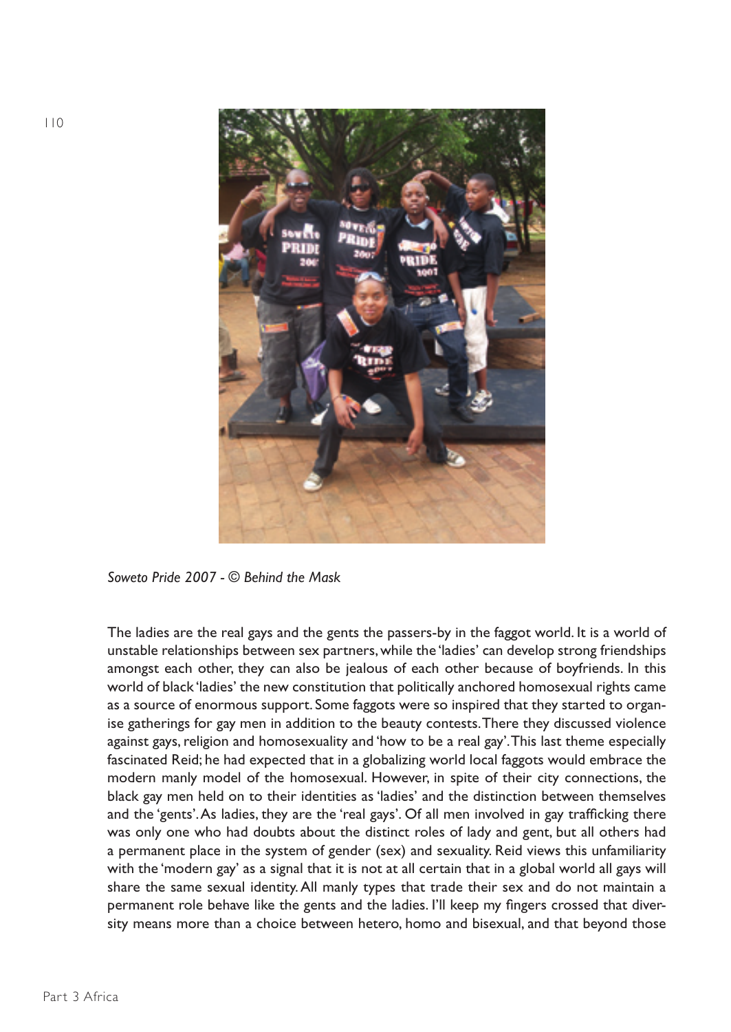*Soweto Pride 2007 - © Behind the Mask*

The ladies are the real gays and the gents the passers-by in the faggot world. It is a world of unstable relationships between sex partners, while the 'ladies' can develop strong friendships amongst each other, they can also be jealous of each other because of boyfriends. In this world of black 'ladies' the new constitution that politically anchored homosexual rights came as a source of enormous support. Some faggots were so inspired that they started to organise gatherings for gay men in addition to the beauty contests. There they discussed violence against gays, religion and homosexuality and 'how to be a real gay'. This last theme especially fascinated Reid; he had expected that in a globalizing world local faggots would embrace the modern manly model of the homosexual. However, in spite of their city connections, the black gay men held on to their identities as 'ladies' and the distinction between themselves and the 'gents'. As ladies, they are the 'real gays'. Of all men involved in gay trafficking there was only one who had doubts about the distinct roles of lady and gent, but all others had a permanent place in the system of gender (sex) and sexuality. Reid views this unfamiliarity with the 'modern gay' as a signal that it is not at all certain that in a global world all gays will share the same sexual identity. All manly types that trade their sex and do not maintain a permanent role behave like the gents and the ladies. I'll keep my fingers crossed that diversity means more than a choice between hetero, homo and bisexual, and that beyond those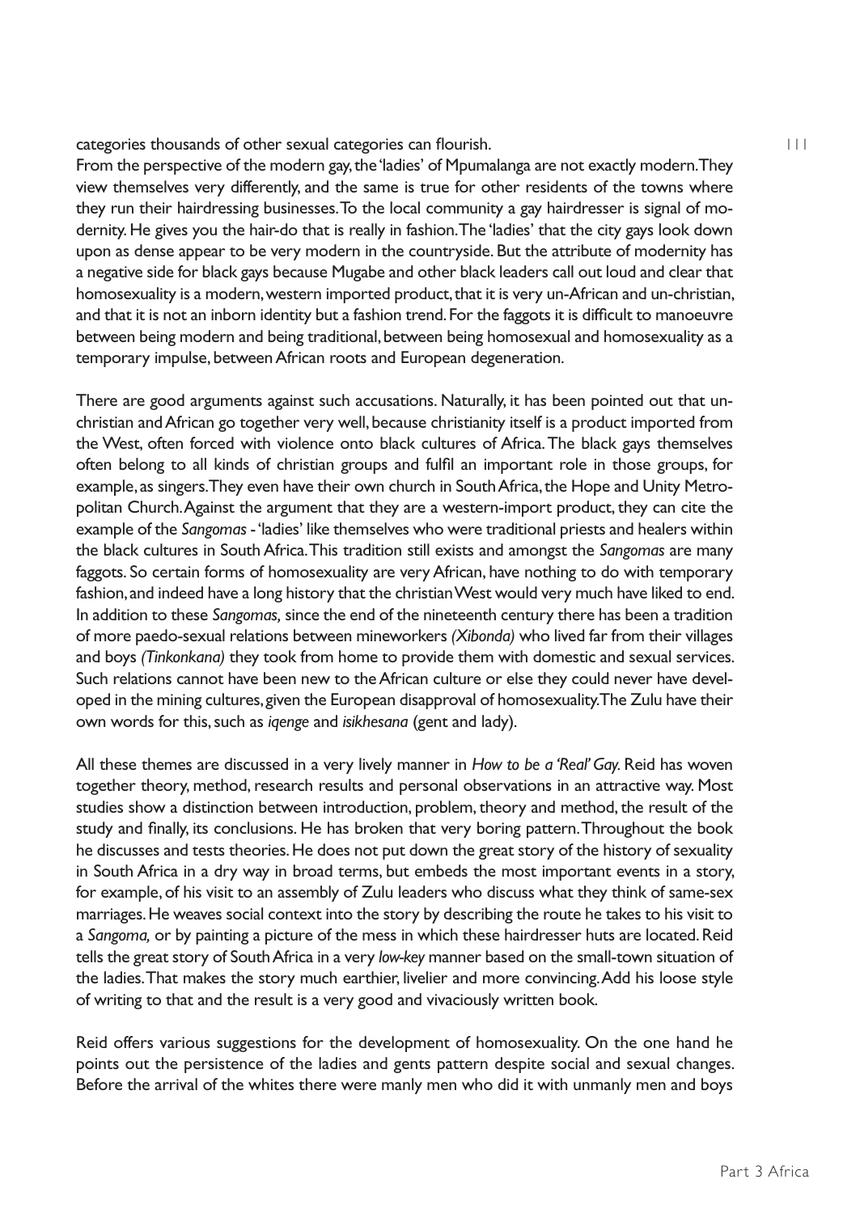categories thousands of other sexual categories can flourish.

From the perspective of the modern gay, the 'ladies' of Mpumalanga are not exactly modern. They view themselves very differently, and the same is true for other residents of the towns where they run their hairdressing businesses. To the local community a gay hairdresser is signal of modernity. He gives you the hair-do that is really in fashion. The 'ladies' that the city gays look down upon as dense appear to be very modern in the countryside. But the attribute of modernity has a negative side for black gays because Mugabe and other black leaders call out loud and clear that homosexuality is a modern, western imported product, that it is very un-African and un-christian, and that it is not an inborn identity but a fashion trend. For the faggots it is difficult to manoeuvre between being modern and being traditional, between being homosexual and homosexuality as a temporary impulse, between African roots and European degeneration.

There are good arguments against such accusations. Naturally, it has been pointed out that un-christian and African go together very well, because christianity itself is a product imported from the West, often forced with violence onto black cultures of Africa. The black gays themselves often belong to all kinds of christian groups and fulfil an important role in those groups, for example, as singers. They even have their own church in South Africa, the Hope and Unity Metropolitan Church. Against the argument that they are a western-import product, they can cite the example of the *Sangomas* - 'ladies' like themselves who were traditional priests and healers within the black cultures in South Africa. This tradition still exists and amongst the *Sangomas* are many faggots. So certain forms of homosexuality are very African, have nothing to do with temporary fashion, and indeed have a long history that the christian West would very much have liked to end. In addition to these *Sangomas,* since the end of the nineteenth century there has been a tradition of more paedo-sexual relations between mineworkers *(Xibonda)* who lived far from their villages and boys *(Tinkonkana)* they took from home to provide them with domestic and sexual services. Such relations cannot have been new to the African culture or else they could never have developed in the mining cultures, given the European disapproval of homosexuality. The Zulu have their own words for this, such as *iqenge* and *isikhesana* (gent and lady).

All these themes are discussed in a very lively manner in *How to be a 'Real' Gay.* Reid has woven together theory, method, research results and personal observations in an attractive way. Most studies show a distinction between introduction, problem, theory and method, the result of the study and finally, its conclusions. He has broken that very boring pattern. Throughout the book he discusses and tests theories. He does not put down the great story of the history of sexuality in South Africa in a dry way in broad terms, but embeds the most important events in a story, for example, of his visit to an assembly of Zulu leaders who discuss what they think of same-sex marriages. He weaves social context into the story by describing the route he takes to his visit to a *Sangoma,* or by painting a picture of the mess in which these hairdresser huts are located. Reid tells the great story of South Africa in a very *low-key* manner based on the small-town situation of the ladies. That makes the story much earthier, livelier and more convincing. Add his loose style of writing to that and the result is a very good and vivaciously written book.

Reid offers various suggestions for the development of homosexuality. On the one hand he points out the persistence of the ladies and gents pattern despite social and sexual changes. Before the arrival of the whites there were manly men who did it with unmanly men and boys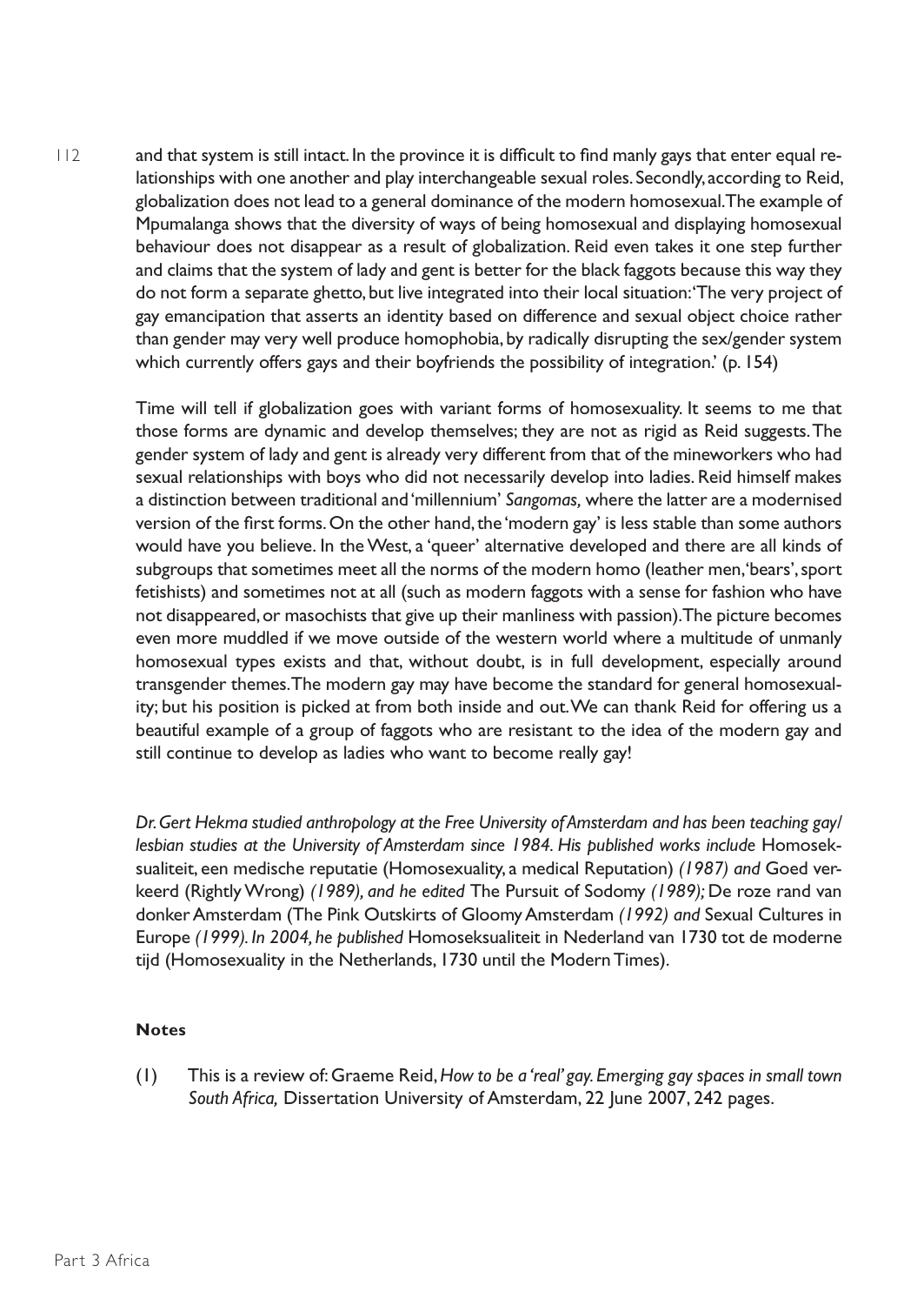and that system is still intact. In the province it is difficult to find manly gays that enter equal relationships with one another and play interchangeable sexual roles. Secondly, according to Reid, globalization does not lead to a general dominance of the modern homosexual. The example of Mpumalanga shows that the diversity of ways of being homosexual and displaying homosexual behaviour does not disappear as a result of globalization. Reid even takes it one step further and claims that the system of lady and gent is better for the black faggots because this way they do not form a separate ghetto, but live integrated into their local situation: 'The very project of gay emancipation that asserts an identity based on difference and sexual object choice rather than gender may very well produce homophobia, by radically disrupting the sex/gender system which currently offers gays and their boyfriends the possibility of integration.' (p. 154)

Time will tell if globalization goes with variant forms of homosexuality. It seems to me that those forms are dynamic and develop themselves; they are not as rigid as Reid suggests. The gender system of lady and gent is already very different from that of the mineworkers who had sexual relationships with boys who did not necessarily develop into ladies. Reid himself makes a distinction between traditional and 'millennium' *Sangomas,* where the latter are a modernised version of the first forms. On the other hand, the 'modern gay' is less stable than some authors would have you believe. In the West, a 'queer' alternative developed and there are all kinds of subgroups that sometimes meet all the norms of the modern homo (leather men, 'bears', sport fetishists) and sometimes not at all (such as modern faggots with a sense for fashion who have not disappeared, or masochists that give up their manliness with passion). The picture becomes even more muddled if we move outside of the western world where a multitude of unmanly homosexual types exists and that, without doubt, is in full development, especially around transgender themes. The modern gay may have become the standard for general homosexuality; but his position is picked at from both inside and out. We can thank Reid for offering us a beautiful example of a group of faggots who are resistant to the idea of the modern gay and still continue to develop as ladies who want to become really gay!

*Dr. Gert Hekma studied anthropology at the Free University of Amsterdam and has been teaching gay/lesbian studies at the University of Amsterdam since 1984. His published works include* Homoseksualiteit, een medische reputatie (Homosexuality, a medical Reputation) *(1987) and* Goed verkeerd (Rightly Wrong) *(1989), and he edited* The Pursuit of Sodomy *(1989);* De roze rand van donker Amsterdam (The Pink Outskirts of Gloomy Amsterdam *(1992) and* Sexual Cultures in Europe *(1999). In 2004, he published* Homoseksualiteit in Nederland van 1730 tot de moderne tijd (Homosexuality in the Netherlands, 1730 until the Modern Times).

**Notes**

(1) This is a review of: Graeme Reid, *How to be a 'real' gay. Emerging gay spaces in small town South Africa,* Dissertation University of Amsterdam, 22 June 2007, 242 pages.